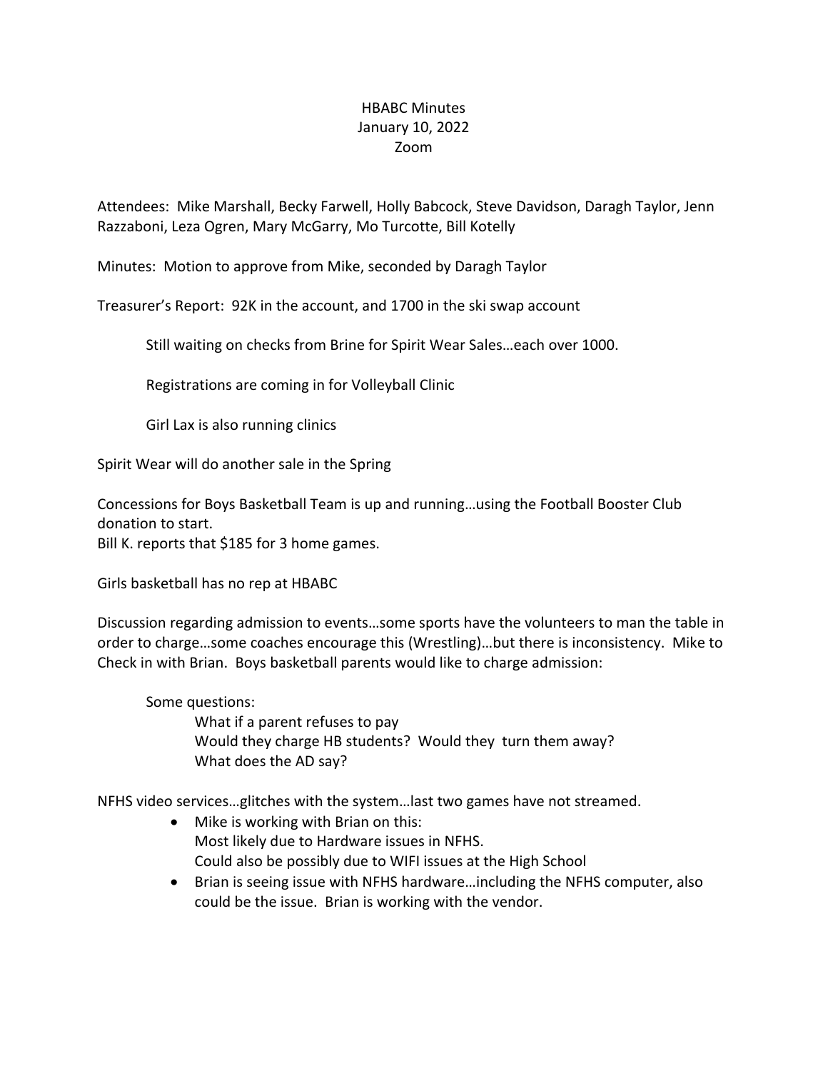# HBABC Minutes
January 10, 2022
Zoom

Attendees: Mike Marshall, Becky Farwell, Holly Babcock, Steve Davidson, Daragh Taylor, Jenn Razzaboni, Leza Ogren, Mary McGarry, Mo Turcotte, Bill Kotelly

Minutes: Motion to approve from Mike, seconded by Daragh Taylor

Treasurer's Report: 92K in the account, and 1700 in the ski swap account

> Still waiting on checks from Brine for Spirit Wear Sales…each over 1000.
>
> Registrations are coming in for Volleyball Clinic
>
> Girl Lax is also running clinics

Spirit Wear will do another sale in the Spring

Concessions for Boys Basketball Team is up and running…using the Football Booster Club donation to start.
Bill K. reports that $185 for 3 home games.

Girls basketball has no rep at HBABC

Discussion regarding admission to events…some sports have the volunteers to man the table in order to charge…some coaches encourage this (Wrestling)…but there is inconsistency. Mike to Check in with Brian. Boys basketball parents would like to charge admission:

> Some questions:
>
> > What if a parent refuses to pay
> > Would they charge HB students? Would they turn them away?
> > What does the AD say?

NFHS video services…glitches with the system…last two games have not streamed.

- Mike is working with Brian on this:
  Most likely due to Hardware issues in NFHS.
  Could also be possibly due to WIFI issues at the High School
- Brian is seeing issue with NFHS hardware…including the NFHS computer, also could be the issue. Brian is working with the vendor.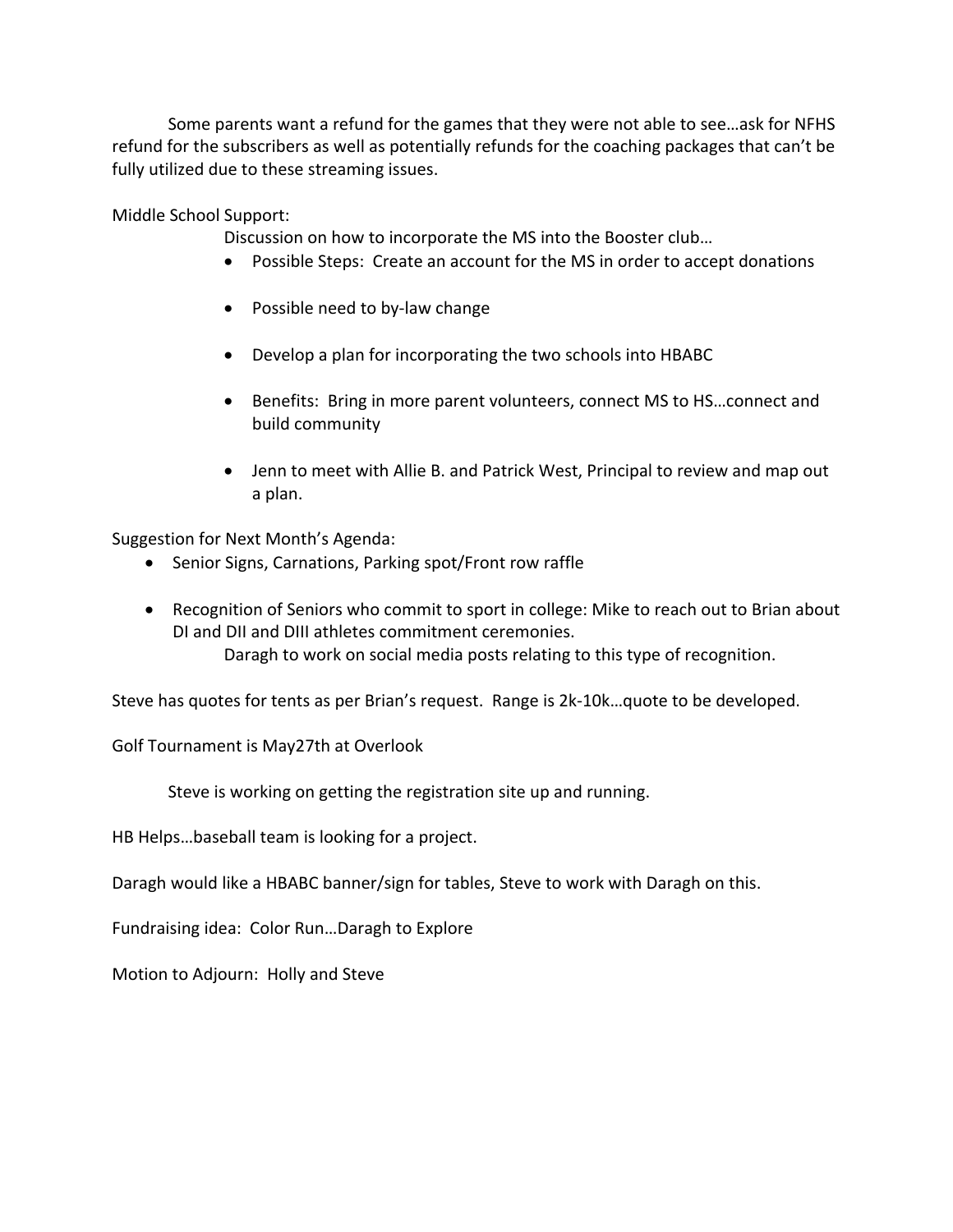Some parents want a refund for the games that they were not able to see…ask for NFHS refund for the subscribers as well as potentially refunds for the coaching packages that can't be fully utilized due to these streaming issues.

Middle School Support:

Discussion on how to incorporate the MS into the Booster club…

- Possible Steps: Create an account for the MS in order to accept donations
- Possible need to by-law change
- Develop a plan for incorporating the two schools into HBABC
- Benefits: Bring in more parent volunteers, connect MS to HS…connect and build community
- Jenn to meet with Allie B. and Patrick West, Principal to review and map out a plan.

Suggestion for Next Month's Agenda:

- Senior Signs, Carnations, Parking spot/Front row raffle
- Recognition of Seniors who commit to sport in college: Mike to reach out to Brian about DI and DII and DIII athletes commitment ceremonies.
  Daragh to work on social media posts relating to this type of recognition.

Steve has quotes for tents as per Brian's request. Range is 2k-10k…quote to be developed.

Golf Tournament is May27th at Overlook

Steve is working on getting the registration site up and running.

HB Helps…baseball team is looking for a project.

Daragh would like a HBABC banner/sign for tables, Steve to work with Daragh on this.

Fundraising idea: Color Run…Daragh to Explore

Motion to Adjourn: Holly and Steve